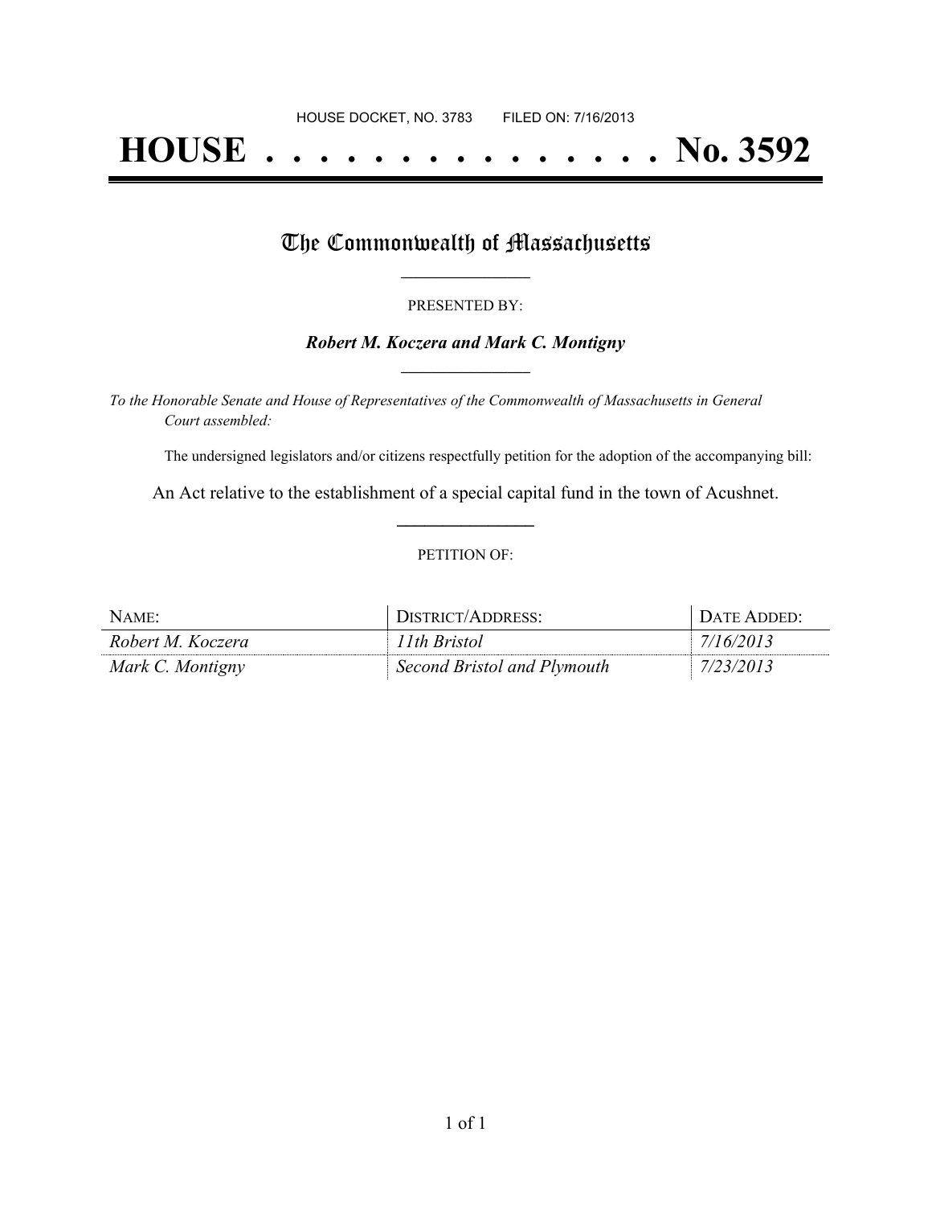HOUSE DOCKET, NO. 3783 FILED ON: 7/16/2013

# HOUSE . . . . . . . . . . . . . . . . No. 3592

## The Commonwealth of Massachusetts

PRESENTED BY:

***Robert M. Koczera and Mark C. Montigny***

*To the Honorable Senate and House of Representatives of the Commonwealth of Massachusetts in General Court assembled:*

The undersigned legislators and/or citizens respectfully petition for the adoption of the accompanying bill:

An Act relative to the establishment of a special capital fund in the town of Acushnet.

PETITION OF:

| NAME: | DISTRICT/ADDRESS: | DATE ADDED: |
|---|---|---|
| *Robert M. Koczera* | *11th Bristol* | *7/16/2013* |
| *Mark C. Montigny* | *Second Bristol and Plymouth* | *7/23/2013* |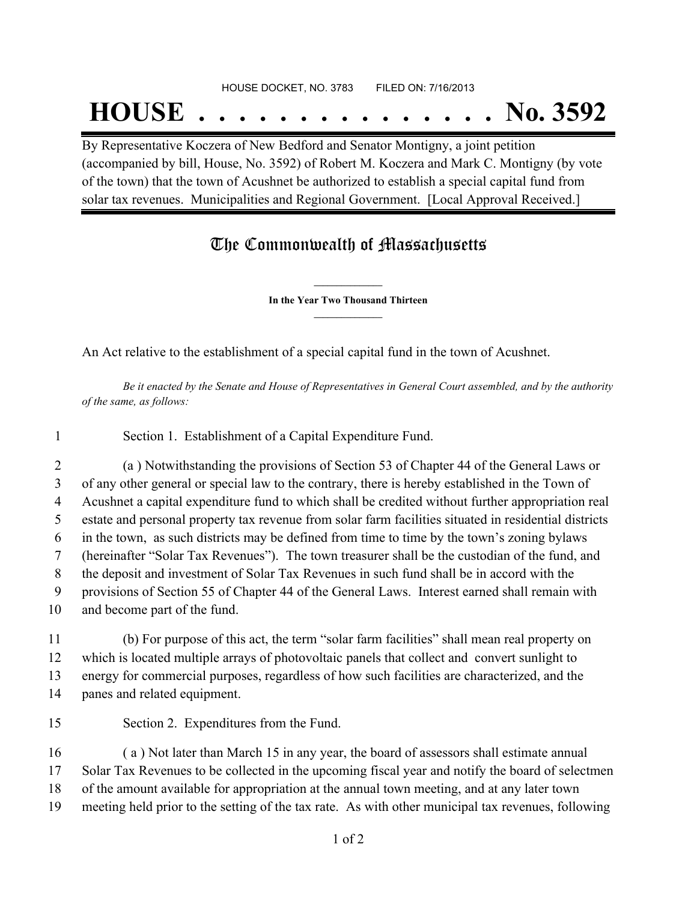HOUSE DOCKET, NO. 3783 FILED ON: 7/16/2013

# HOUSE . . . . . . . . . . . . . . . No. 3592

By Representative Koczera of New Bedford and Senator Montigny, a joint petition (accompanied by bill, House, No. 3592) of Robert M. Koczera and Mark C. Montigny (by vote of the town) that the town of Acushnet be authorized to establish a special capital fund from solar tax revenues. Municipalities and Regional Government. [Local Approval Received.]

## The Commonwealth of Massachusetts

**In the Year Two Thousand Thirteen**

An Act relative to the establishment of a special capital fund in the town of Acushnet.

*Be it enacted by the Senate and House of Representatives in General Court assembled, and by the authority of the same, as follows:*

1 Section 1. Establishment of a Capital Expenditure Fund.

2 (a ) Notwithstanding the provisions of Section 53 of Chapter 44 of the General Laws or 3 of any other general or special law to the contrary, there is hereby established in the Town of 4 Acushnet a capital expenditure fund to which shall be credited without further appropriation real 5 estate and personal property tax revenue from solar farm facilities situated in residential districts 6 in the town, as such districts may be defined from time to time by the town's zoning bylaws 7 (hereinafter "Solar Tax Revenues"). The town treasurer shall be the custodian of the fund, and 8 the deposit and investment of Solar Tax Revenues in such fund shall be in accord with the 9 provisions of Section 55 of Chapter 44 of the General Laws. Interest earned shall remain with 10 and become part of the fund.

11 (b) For purpose of this act, the term "solar farm facilities" shall mean real property on 12 which is located multiple arrays of photovoltaic panels that collect and convert sunlight to 13 energy for commercial purposes, regardless of how such facilities are characterized, and the 14 panes and related equipment.

15 Section 2. Expenditures from the Fund.

16 ( a ) Not later than March 15 in any year, the board of assessors shall estimate annual 17 Solar Tax Revenues to be collected in the upcoming fiscal year and notify the board of selectmen 18 of the amount available for appropriation at the annual town meeting, and at any later town 19 meeting held prior to the setting of the tax rate. As with other municipal tax revenues, following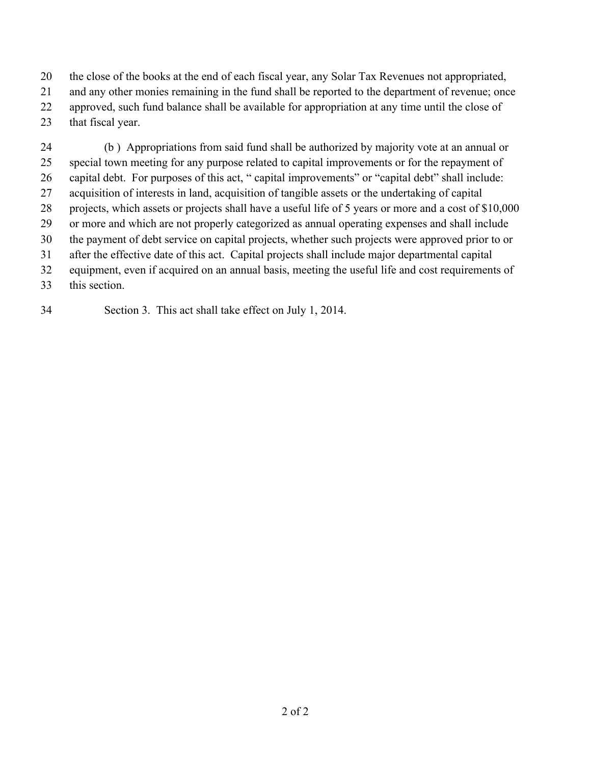the close of the books at the end of each fiscal year, any Solar Tax Revenues not appropriated, and any other monies remaining in the fund shall be reported to the department of revenue; once approved, such fund balance shall be available for appropriation at any time until the close of that fiscal year.

(b ) Appropriations from said fund shall be authorized by majority vote at an annual or special town meeting for any purpose related to capital improvements or for the repayment of capital debt. For purposes of this act, " capital improvements" or "capital debt" shall include: acquisition of interests in land, acquisition of tangible assets or the undertaking of capital projects, which assets or projects shall have a useful life of 5 years or more and a cost of $10,000 or more and which are not properly categorized as annual operating expenses and shall include the payment of debt service on capital projects, whether such projects were approved prior to or after the effective date of this act. Capital projects shall include major departmental capital equipment, even if acquired on an annual basis, meeting the useful life and cost requirements of this section.

Section 3. This act shall take effect on July 1, 2014.